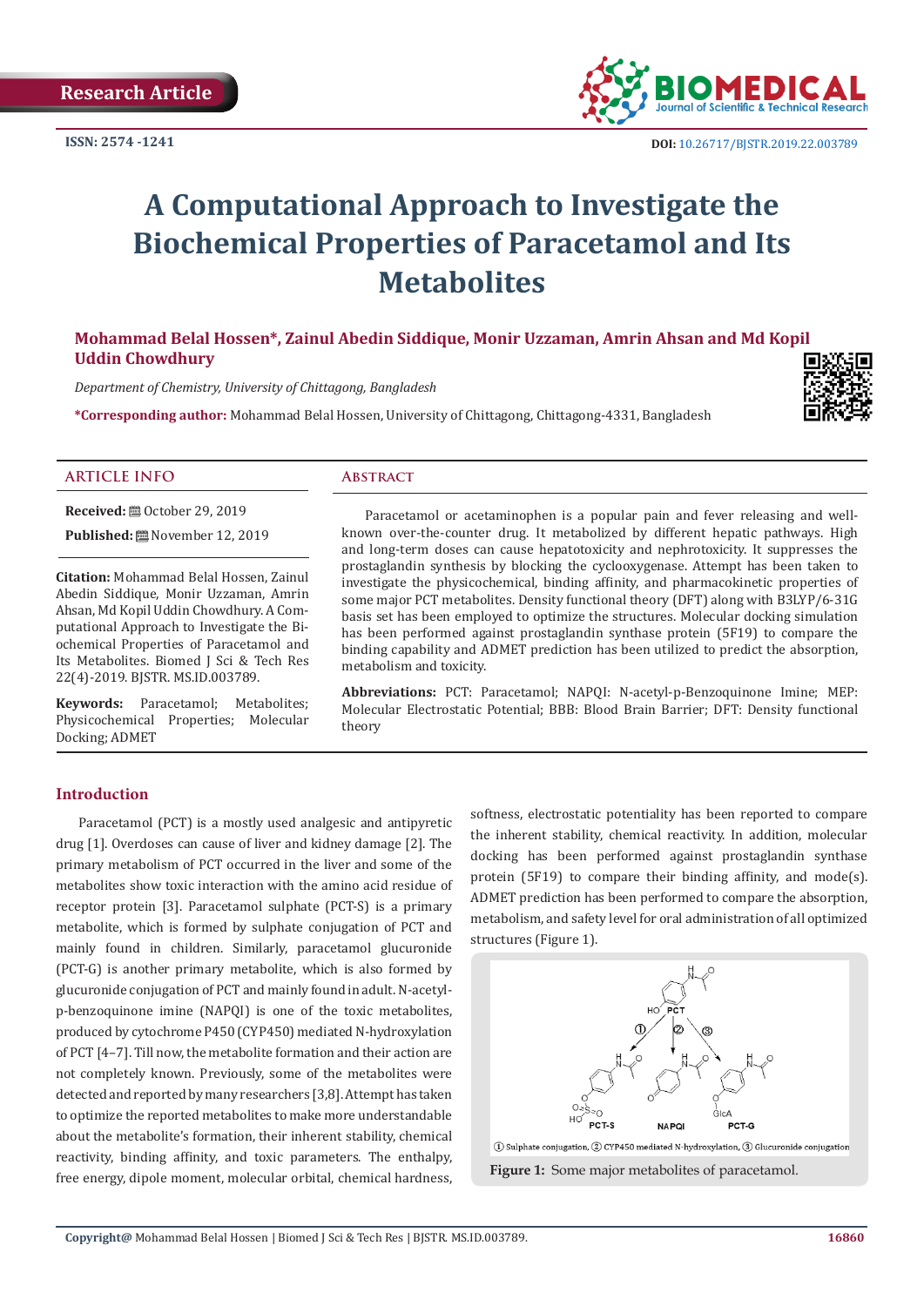Research Article

ISSN: 2574 -1241

DOI: 10.26717/BJSTR.2019.22.003789

# A Computational Approach to Investigate the Biochemical Properties of Paracetamol and Its Metabolites

**Mohammad Belal Hossen\*, Zainul Abedin Siddique, Monir Uzzaman, Amrin Ahsan and Md Kopil Uddin Chowdhury**

*Department of Chemistry, University of Chittagong, Bangladesh*

**\*Corresponding author:** Mohammad Belal Hossen, University of Chittagong, Chittagong-4331, Bangladesh

## ARTICLE INFO

**Received:** October 29, 2019

**Published:** November 12, 2019

**Citation:** Mohammad Belal Hossen, Zainul Abedin Siddique, Monir Uzzaman, Amrin Ahsan, Md Kopil Uddin Chowdhury. A Computational Approach to Investigate the Biochemical Properties of Paracetamol and Its Metabolites. Biomed J Sci & Tech Res 22(4)-2019. BJSTR. MS.ID.003789.

**Keywords:** Paracetamol; Metabolites; Physicochemical Properties; Molecular Docking; ADMET

## Abstract

Paracetamol or acetaminophen is a popular pain and fever releasing and well-known over-the-counter drug. It metabolized by different hepatic pathways. High and long-term doses can cause hepatotoxicity and nephrotoxicity. It suppresses the prostaglandin synthesis by blocking the cyclooxygenase. Attempt has been taken to investigate the physicochemical, binding affinity, and pharmacokinetic properties of some major PCT metabolites. Density functional theory (DFT) along with B3LYP/6-31G basis set has been employed to optimize the structures. Molecular docking simulation has been performed against prostaglandin synthase protein (5F19) to compare the binding capability and ADMET prediction has been utilized to predict the absorption, metabolism and toxicity.

**Abbreviations:** PCT: Paracetamol; NAPQI: N-acetyl-p-Benzoquinone Imine; MEP: Molecular Electrostatic Potential; BBB: Blood Brain Barrier; DFT: Density functional theory

## Introduction

Paracetamol (PCT) is a mostly used analgesic and antipyretic drug [1]. Overdoses can cause of liver and kidney damage [2]. The primary metabolism of PCT occurred in the liver and some of the metabolites show toxic interaction with the amino acid residue of receptor protein [3]. Paracetamol sulphate (PCT-S) is a primary metabolite, which is formed by sulphate conjugation of PCT and mainly found in children. Similarly, paracetamol glucuronide (PCT-G) is another primary metabolite, which is also formed by glucuronide conjugation of PCT and mainly found in adult. N-acetyl-p-benzoquinone imine (NAPQI) is one of the toxic metabolites, produced by cytochrome P450 (CYP450) mediated N-hydroxylation of PCT [4–7]. Till now, the metabolite formation and their action are not completely known. Previously, some of the metabolites were detected and reported by many researchers [3,8]. Attempt has taken to optimize the reported metabolites to make more understandable about the metabolite's formation, their inherent stability, chemical reactivity, binding affinity, and toxic parameters. The enthalpy, free energy, dipole moment, molecular orbital, chemical hardness, softness, electrostatic potentiality has been reported to compare the inherent stability, chemical reactivity. In addition, molecular docking has been performed against prostaglandin synthase protein (5F19) to compare their binding affinity, and mode(s). ADMET prediction has been performed to compare the absorption, metabolism, and safety level for oral administration of all optimized structures (Figure 1).

① Sulphate conjugation, ② CYP450 mediated N-hydroxylation, ③ Glucuronide conjugation

**Figure 1:** Some major metabolites of paracetamol.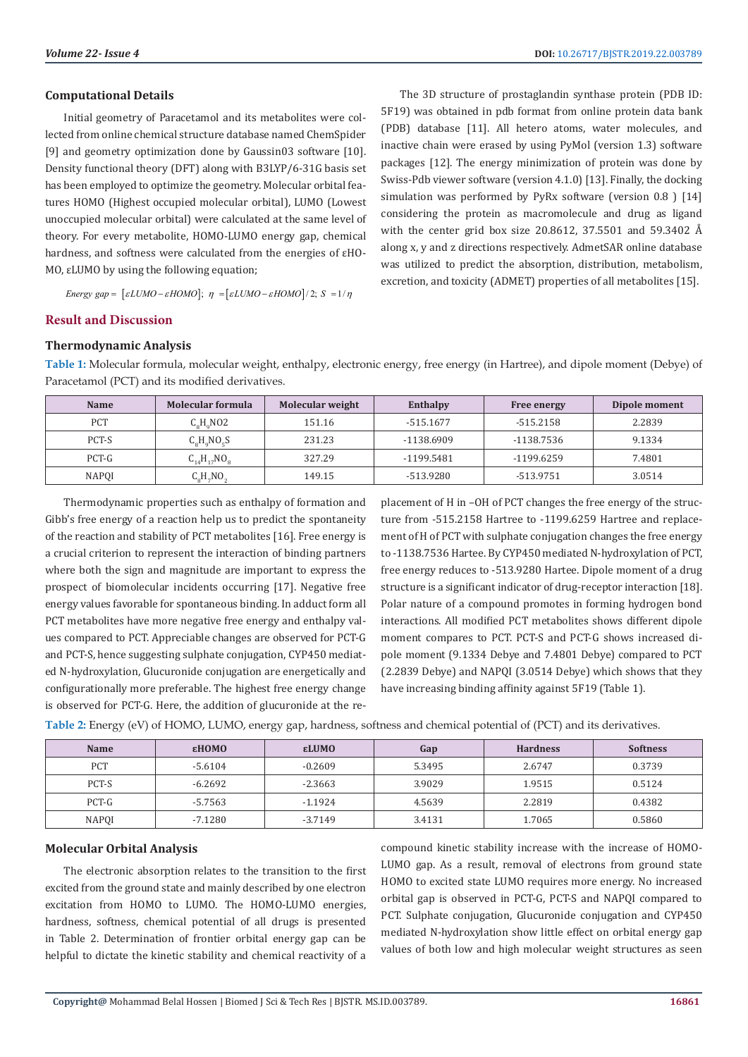## Computational Details

Initial geometry of Paracetamol and its metabolites were collected from online chemical structure database named ChemSpider [9] and geometry optimization done by Gaussin03 software [10]. Density functional theory (DFT) along with B3LYP/6-31G basis set has been employed to optimize the geometry. Molecular orbital features HOMO (Highest occupied molecular orbital), LUMO (Lowest unoccupied molecular orbital) were calculated at the same level of theory. For every metabolite, HOMO-LUMO energy gap, chemical hardness, and softness were calculated from the energies of εHOMO, εLUMO by using the following equation;

$$Energy\ gap = [\varepsilon LUMO - \varepsilon HOMO];\ \eta = [\varepsilon LUMO - \varepsilon HOMO]/2;\ S = 1/\eta$$

The 3D structure of prostaglandin synthase protein (PDB ID: 5F19) was obtained in pdb format from online protein data bank (PDB) database [11]. All hetero atoms, water molecules, and inactive chain were erased by using PyMol (version 1.3) software packages [12]. The energy minimization of protein was done by Swiss-Pdb viewer software (version 4.1.0) [13]. Finally, the docking simulation was performed by PyRx software (version 0.8 ) [14] considering the protein as macromolecule and drug as ligand with the center grid box size 20.8612, 37.5501 and 59.3402 Å along x, y and z directions respectively. AdmetSAR online database was utilized to predict the absorption, distribution, metabolism, excretion, and toxicity (ADMET) properties of all metabolites [15].

## Result and Discussion

### Thermodynamic Analysis

**Table 1:** Molecular formula, molecular weight, enthalpy, electronic energy, free energy (in Hartree), and dipole moment (Debye) of Paracetamol (PCT) and its modified derivatives.

| Name | Molecular formula | Molecular weight | Enthalpy | Free energy | Dipole moment |
|---|---|---|---|---|---|
| PCT | $C_8H_9NO2$ | 151.16 | -515.1677 | -515.2158 | 2.2839 |
| PCT-S | $C_8H_9NO_5S$ | 231.23 | -1138.6909 | -1138.7536 | 9.1334 |
| PCT-G | $C_{14}H_{17}NO_8$ | 327.29 | -1199.5481 | -1199.6259 | 7.4801 |
| NAPQI | $C_8H_7NO_2$ | 149.15 | -513.9280 | -513.9751 | 3.0514 |

Thermodynamic properties such as enthalpy of formation and Gibb's free energy of a reaction help us to predict the spontaneity of the reaction and stability of PCT metabolites [16]. Free energy is a crucial criterion to represent the interaction of binding partners where both the sign and magnitude are important to express the prospect of biomolecular incidents occurring [17]. Negative free energy values favorable for spontaneous binding. In adduct form all PCT metabolites have more negative free energy and enthalpy values compared to PCT. Appreciable changes are observed for PCT-G and PCT-S, hence suggesting sulphate conjugation, CYP450 mediated N-hydroxylation, Glucuronide conjugation are energetically and configurationally more preferable. The highest free energy change is observed for PCT-G. Here, the addition of glucuronide at the replacement of H in –OH of PCT changes the free energy of the structure from -515.2158 Hartree to -1199.6259 Hartree and replacement of H of PCT with sulphate conjugation changes the free energy to -1138.7536 Hartee. By CYP450 mediated N-hydroxylation of PCT, free energy reduces to -513.9280 Hartee. Dipole moment of a drug structure is a significant indicator of drug-receptor interaction [18]. Polar nature of a compound promotes in forming hydrogen bond interactions. All modified PCT metabolites shows different dipole moment compares to PCT. PCT-S and PCT-G shows increased dipole moment (9.1334 Debye and 7.4801 Debye) compared to PCT (2.2839 Debye) and NAPQI (3.0514 Debye) which shows that they have increasing binding affinity against 5F19 (Table 1).

**Table 2:** Energy (eV) of HOMO, LUMO, energy gap, hardness, softness and chemical potential of (PCT) and its derivatives.

| Name | εHOMO | εLUMO | Gap | Hardness | Softness |
|---|---|---|---|---|---|
| PCT | -5.6104 | -0.2609 | 5.3495 | 2.6747 | 0.3739 |
| PCT-S | -6.2692 | -2.3663 | 3.9029 | 1.9515 | 0.5124 |
| PCT-G | -5.7563 | -1.1924 | 4.5639 | 2.2819 | 0.4382 |
| NAPQI | -7.1280 | -3.7149 | 3.4131 | 1.7065 | 0.5860 |

### Molecular Orbital Analysis

The electronic absorption relates to the transition to the first excited from the ground state and mainly described by one electron excitation from HOMO to LUMO. The HOMO-LUMO energies, hardness, softness, chemical potential of all drugs is presented in Table 2. Determination of frontier orbital energy gap can be helpful to dictate the kinetic stability and chemical reactivity of a compound kinetic stability increase with the increase of HOMO-LUMO gap. As a result, removal of electrons from ground state HOMO to excited state LUMO requires more energy. No increased orbital gap is observed in PCT-G, PCT-S and NAPQI compared to PCT. Sulphate conjugation, Glucuronide conjugation and CYP450 mediated N-hydroxylation show little effect on orbital energy gap values of both low and high molecular weight structures as seen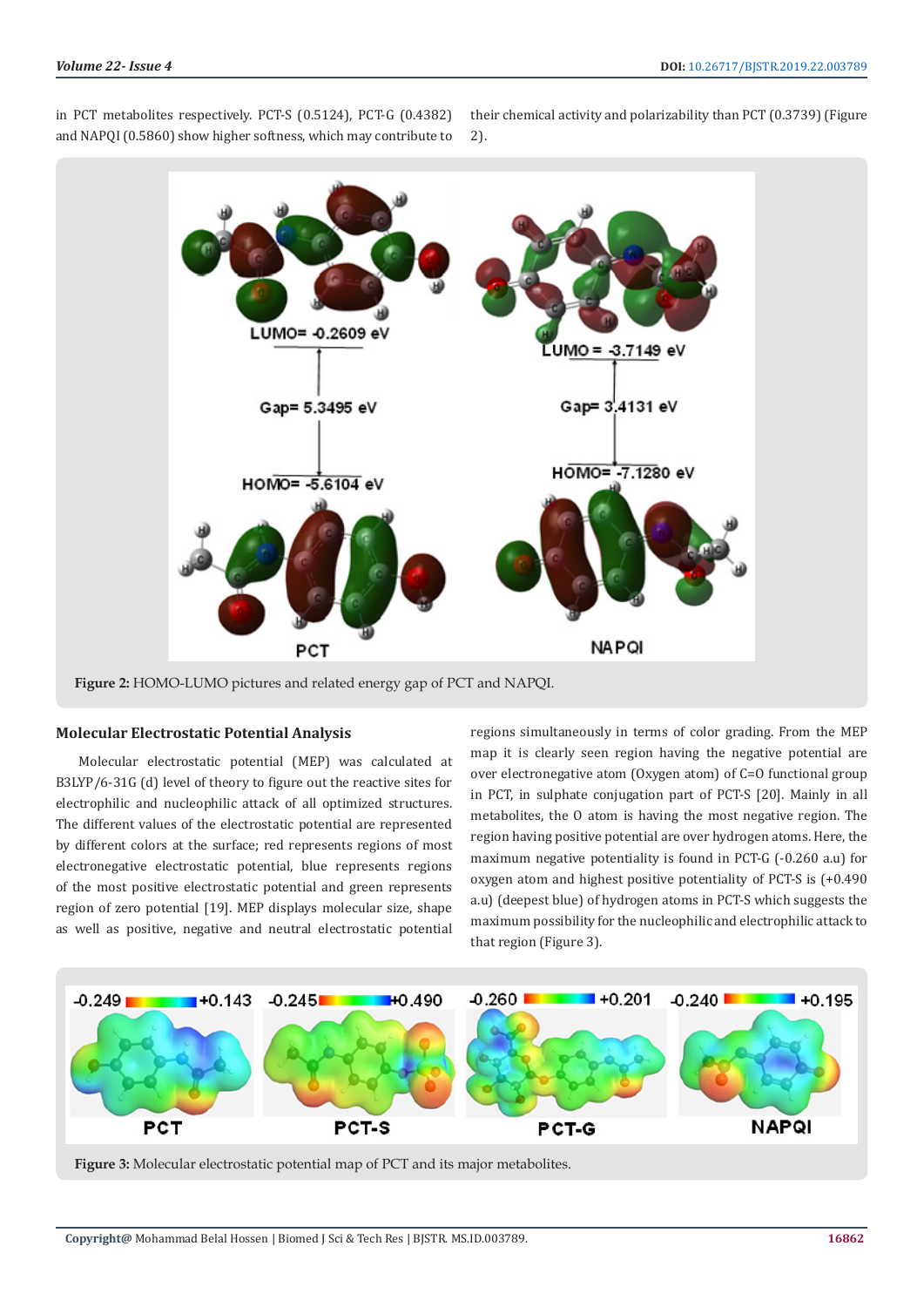in PCT metabolites respectively. PCT-S (0.5124), PCT-G (0.4382) and NAPQI (0.5860) show higher softness, which may contribute to their chemical activity and polarizability than PCT (0.3739) (Figure 2).

**Figure 2:** HOMO-LUMO pictures and related energy gap of PCT and NAPQI.

### Molecular Electrostatic Potential Analysis

Molecular electrostatic potential (MEP) was calculated at B3LYP/6-31G (d) level of theory to figure out the reactive sites for electrophilic and nucleophilic attack of all optimized structures. The different values of the electrostatic potential are represented by different colors at the surface; red represents regions of most electronegative electrostatic potential, blue represents regions of the most positive electrostatic potential and green represents region of zero potential [19]. MEP displays molecular size, shape as well as positive, negative and neutral electrostatic potential regions simultaneously in terms of color grading. From the MEP map it is clearly seen region having the negative potential are over electronegative atom (Oxygen atom) of C=O functional group in PCT, in sulphate conjugation part of PCT-S [20]. Mainly in all metabolites, the O atom is having the most negative region. The region having positive potential are over hydrogen atoms. Here, the maximum negative potentiality is found in PCT-G (-0.260 a.u) for oxygen atom and highest positive potentiality of PCT-S is (+0.490 a.u) (deepest blue) of hydrogen atoms in PCT-S which suggests the maximum possibility for the nucleophilic and electrophilic attack to that region (Figure 3).

**Figure 3:** Molecular electrostatic potential map of PCT and its major metabolites.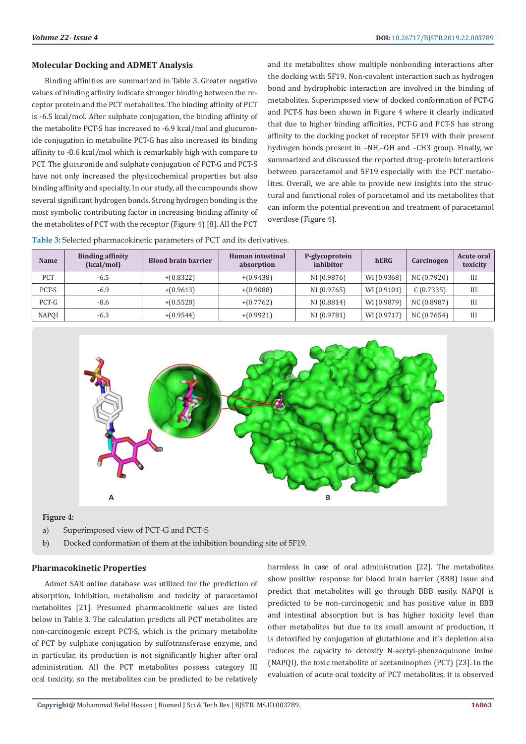## Molecular Docking and ADMET Analysis

Binding affinities are summarized in Table 3. Greater negative values of binding affinity indicate stronger binding between the receptor protein and the PCT metabolites. The binding affinity of PCT is -6.5 kcal/mol. After sulphate conjugation, the binding affinity of the metabolite PCT-S has increased to -6.9 kcal/mol and glucuronide conjugation in metabolite PCT-G has also increased its binding affinity to -8.6 kcal/mol which is remarkably high with compare to PCT. The glucuronide and sulphate conjugation of PCT-G and PCT-S have not only increased the physicochemical properties but also binding affinity and specialty. In our study, all the compounds show several significant hydrogen bonds. Strong hydrogen bonding is the most symbolic contributing factor in increasing binding affinity of the metabolites of PCT with the receptor (Figure 4) [8]. All the PCT and its metabolites show multiple nonbonding interactions after the docking with 5F19. Non-covalent interaction such as hydrogen bond and hydrophobic interaction are involved in the binding of metabolites. Superimposed view of docked conformation of PCT-G and PCT-S has been shown in Figure 4 where it clearly indicated that due to higher binding affinities, PCT-G and PCT-S has strong affinity to the docking pocket of receptor 5F19 with their present hydrogen bonds present in –NH,–OH and –CH3 group. Finally, we summarized and discussed the reported drug–protein interactions between paracetamol and 5F19 especially with the PCT metabolites. Overall, we are able to provide new insights into the structural and functional roles of paracetamol and its metabolites that can inform the potential prevention and treatment of paracetamol overdose (Figure 4).

**Table 3:** Selected pharmacokinetic parameters of PCT and its derivatives.

| Name | Binding affinity (kcal/mol) | Blood brain barrier | Human intestinal absorption | P-glycoprotein inhibitor | hERG | Carcinogen | Acute oral toxicity |
|---|---|---|---|---|---|---|---|
| PCT | -6.5 | +(0.8322) | +(0.9438) | NI (0.9876) | WI (0.9368) | NC (0.7920) | III |
| PCT-S | -6.9 | +(0.9613) | +(0.9088) | NI (0.9765) | WI (0.9101) | C (0.7335) | III |
| PCT-G | -8.6 | +(0.5528) | +(0.7762) | NI (0.8814) | WI (0.9879) | NC (0.8987) | III |
| NAPQI | -6.3 | +(0.9544) | +(0.9921) | NI (0.9781) | WI (0.9717) | NC (0.7654) | III |

**Figure 4:**

a) Superimposed view of PCT-G and PCT-S

b) Docked conformation of them at the inhibition bounding site of 5F19.

## Pharmacokinetic Properties

Admet SAR online database was utilized for the prediction of absorption, inhibition, metabolism and toxicity of paracetamol metabolites [21]. Presumed pharmacokinetic values are listed below in Table 3. The calculation predicts all PCT metabolites are non-carcinogenic except PCT-S, which is the primary metabolite of PCT by sulphate conjugation by sulfotransferase enzyme, and in particular, its production is not significantly higher after oral administration. All the PCT metabolites possess category III oral toxicity, so the metabolites can be predicted to be relatively harmless in case of oral administration [22]. The metabolites show positive response for blood brain barrier (BBB) issue and predict that metabolites will go through BBB easily. NAPQI is predicted to be non-carcinogenic and has positive value in BBB and intestinal absorption but is has higher toxicity level than other metabolites but due to its small amount of production, it is detoxified by conjugation of glutathione and it's depletion also reduces the capacity to detoxify N-acetyl-pbenzoquinone imine (NAPQI), the toxic metabolite of acetaminophen (PCT) [23]. In the evaluation of acute oral toxicity of PCT metabolites, it is observed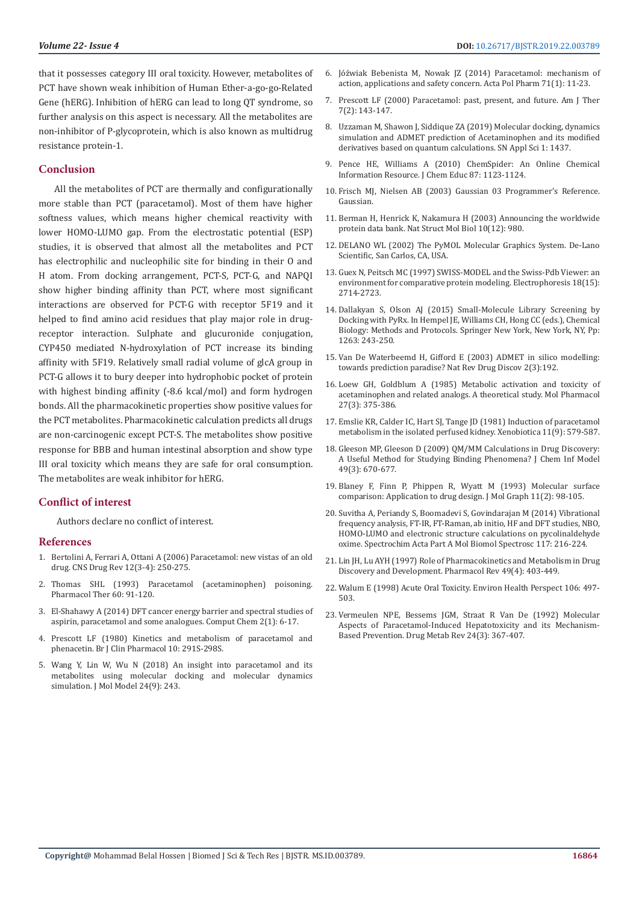that it possesses category III oral toxicity. However, metabolites of PCT have shown weak inhibition of Human Ether-a-go-go-Related Gene (hERG). Inhibition of hERG can lead to long QT syndrome, so further analysis on this aspect is necessary. All the metabolites are non-inhibitor of P-glycoprotein, which is also known as multidrug resistance protein-1.

## Conclusion

All the metabolites of PCT are thermally and configurationally more stable than PCT (paracetamol). Most of them have higher softness values, which means higher chemical reactivity with lower HOMO-LUMO gap. From the electrostatic potential (ESP) studies, it is observed that almost all the metabolites and PCT has electrophilic and nucleophilic site for binding in their O and H atom. From docking arrangement, PCT-S, PCT-G, and NAPQI show higher binding affinity than PCT, where most significant interactions are observed for PCT-G with receptor 5F19 and it helped to find amino acid residues that play major role in drug-receptor interaction. Sulphate and glucuronide conjugation, CYP450 mediated N-hydroxylation of PCT increase its binding affinity with 5F19. Relatively small radial volume of glcA group in PCT-G allows it to bury deeper into hydrophobic pocket of protein with highest binding affinity (-8.6 kcal/mol) and form hydrogen bonds. All the pharmacokinetic properties show positive values for the PCT metabolites. Pharmacokinetic calculation predicts all drugs are non-carcinogenic except PCT-S. The metabolites show positive response for BBB and human intestinal absorption and show type III oral toxicity which means they are safe for oral consumption. The metabolites are weak inhibitor for hERG.

## Conflict of interest

Authors declare no conflict of interest.

## References

1. Bertolini A, Ferrari A, Ottani A (2006) Paracetamol: new vistas of an old drug. CNS Drug Rev 12(3-4): 250-275.
2. Thomas SHL (1993) Paracetamol (acetaminophen) poisoning. Pharmacol Ther 60: 91-120.
3. El-Shahawy A (2014) DFT cancer energy barrier and spectral studies of aspirin, paracetamol and some analogues. Comput Chem 2(1): 6-17.
4. Prescott LF (1980) Kinetics and metabolism of paracetamol and phenacetin. Br J Clin Pharmacol 10: 291S-298S.
5. Wang Y, Lin W, Wu N (2018) An insight into paracetamol and its metabolites using molecular docking and molecular dynamics simulation. J Mol Model 24(9): 243.
6. Jóźwiak Bebenista M, Nowak JZ (2014) Paracetamol: mechanism of action, applications and safety concern. Acta Pol Pharm 71(1): 11-23.
7. Prescott LF (2000) Paracetamol: past, present, and future. Am J Ther 7(2): 143-147.
8. Uzzaman M, Shawon J, Siddique ZA (2019) Molecular docking, dynamics simulation and ADMET prediction of Acetaminophen and its modified derivatives based on quantum calculations. SN Appl Sci 1: 1437.
9. Pence HE, Williams A (2010) ChemSpider: An Online Chemical Information Resource. J Chem Educ 87: 1123-1124.
10. Frisch MJ, Nielsen AB (2003) Gaussian 03 Programmer's Reference. Gaussian.
11. Berman H, Henrick K, Nakamura H (2003) Announcing the worldwide protein data bank. Nat Struct Mol Biol 10(12): 980.
12. DELANO WL (2002) The PyMOL Molecular Graphics System. De-Lano Scientific, San Carlos, CA, USA.
13. Guex N, Peitsch MC (1997) SWISS-MODEL and the Swiss-Pdb Viewer: an environment for comparative protein modeling. Electrophoresis 18(15): 2714-2723.
14. Dallakyan S, Olson AJ (2015) Small-Molecule Library Screening by Docking with PyRx. In Hempel JE, Williams CH, Hong CC (eds.), Chemical Biology: Methods and Protocols. Springer New York, New York, NY, Pp: 1263: 243-250.
15. Van De Waterbeemd H, Gifford E (2003) ADMET in silico modelling: towards prediction paradise? Nat Rev Drug Discov 2(3):192.
16. Loew GH, Goldblum A (1985) Metabolic activation and toxicity of acetaminophen and related analogs. A theoretical study. Mol Pharmacol 27(3): 375-386.
17. Emslie KR, Calder IC, Hart SJ, Tange JD (1981) Induction of paracetamol metabolism in the isolated perfused kidney. Xenobiotica 11(9): 579-587.
18. Gleeson MP, Gleeson D (2009) QM/MM Calculations in Drug Discovery: A Useful Method for Studying Binding Phenomena? J Chem Inf Model 49(3): 670-677.
19. Blaney F, Finn P, Phippen R, Wyatt M (1993) Molecular surface comparison: Application to drug design. J Mol Graph 11(2): 98-105.
20. Suvitha A, Periandy S, Boomadevi S, Govindarajan M (2014) Vibrational frequency analysis, FT-IR, FT-Raman, ab initio, HF and DFT studies, NBO, HOMO-LUMO and electronic structure calculations on pycolinaldehyde oxime. Spectrochim Acta Part A Mol Biomol Spectrosc 117: 216-224.
21. Lin JH, Lu AYH (1997) Role of Pharmacokinetics and Metabolism in Drug Discovery and Development. Pharmacol Rev 49(4): 403-449.
22. Walum E (1998) Acute Oral Toxicity. Environ Health Perspect 106: 497-503.
23. Vermeulen NPE, Bessems JGM, Straat R Van De (1992) Molecular Aspects of Paracetamol-Induced Hepatotoxicity and its Mechanism-Based Prevention. Drug Metab Rev 24(3): 367-407.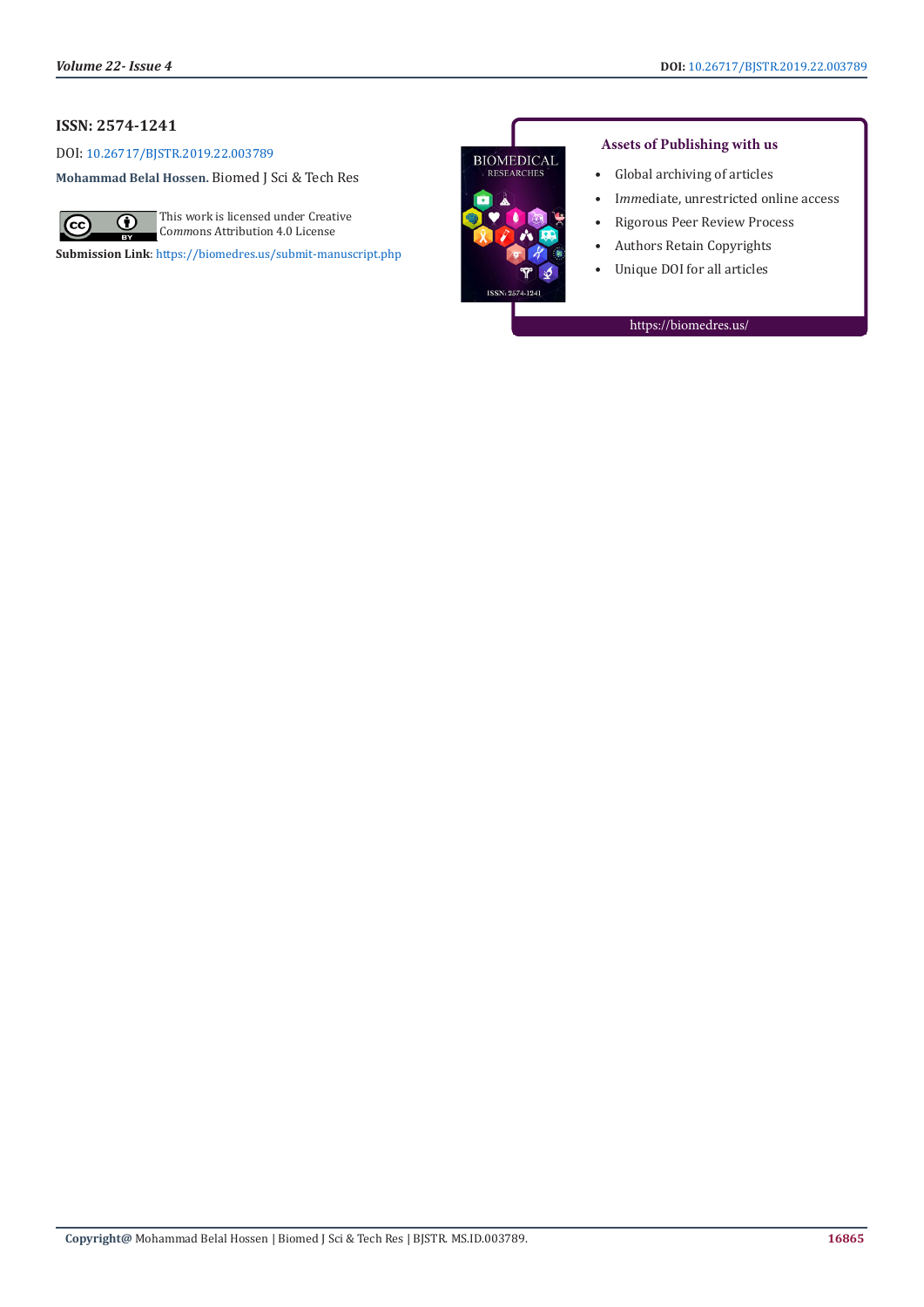**ISSN: 2574-1241**

DOI: 10.26717/BJSTR.2019.22.003789

**Mohammad Belal Hossen.** Biomed J Sci & Tech Res

This work is licensed under Creative Commons Attribution 4.0 License

**Submission Link**: https://biomedres.us/submit-manuscript.php

**Assets of Publishing with us**

- Global archiving of articles
- Immediate, unrestricted online access
- Rigorous Peer Review Process
- Authors Retain Copyrights
- Unique DOI for all articles

https://biomedres.us/